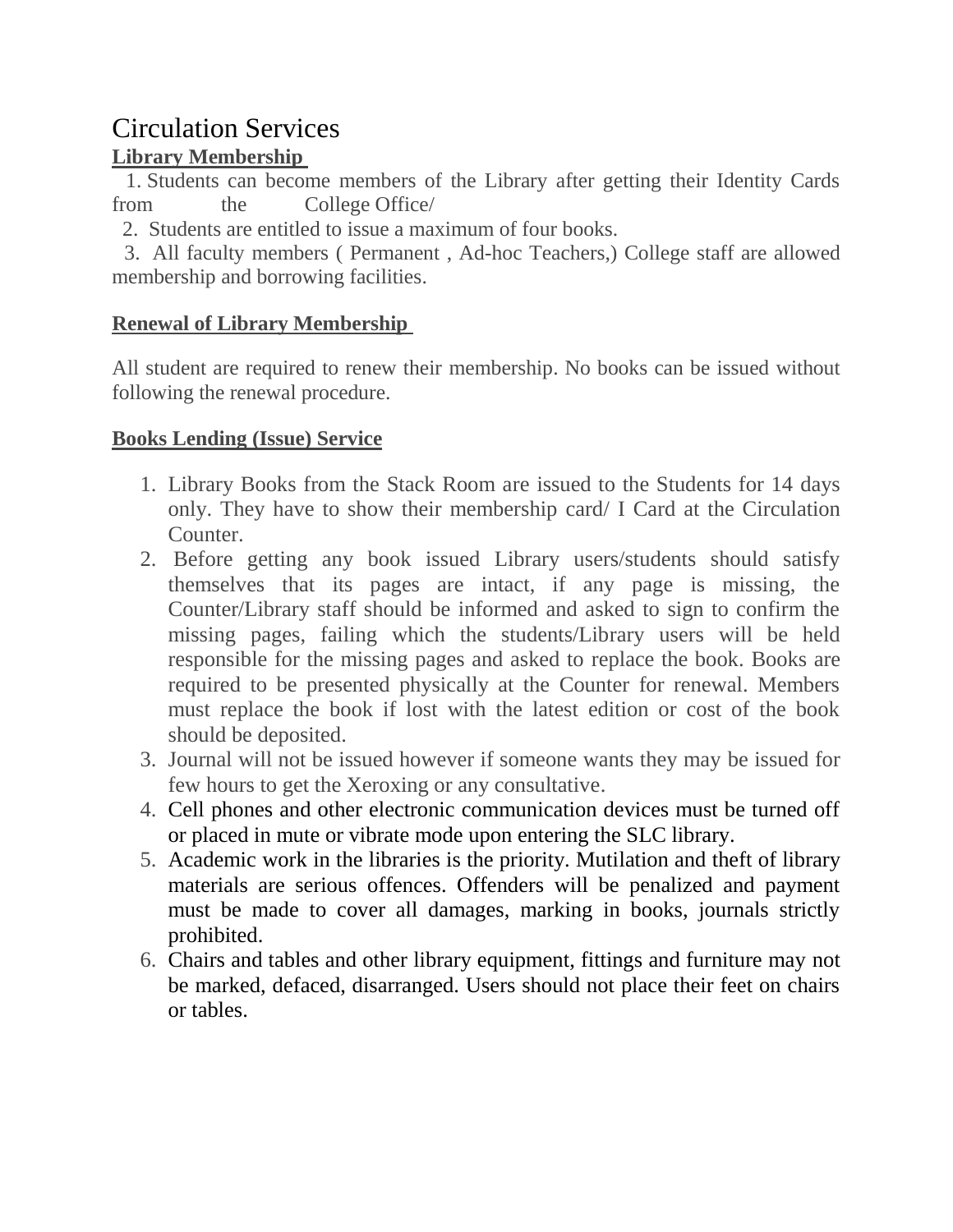# Circulation Services

## Library Membership

1. Students can become members of the Library after getting their Identity Cards from the College Office/
2. Students are entitled to issue a maximum of four books.
3. All faculty members ( Permanent , Ad-hoc Teachers,) College staff are allowed membership and borrowing facilities.

## Renewal of Library Membership

All student are required to renew their membership. No books can be issued without following the renewal procedure.

## Books Lending (Issue) Service

1. Library Books from the Stack Room are issued to the Students for 14 days only. They have to show their membership card/ I Card at the Circulation Counter.
2. Before getting any book issued Library users/students should satisfy themselves that its pages are intact, if any page is missing, the Counter/Library staff should be informed and asked to sign to confirm the missing pages, failing which the students/Library users will be held responsible for the missing pages and asked to replace the book. Books are required to be presented physically at the Counter for renewal. Members must replace the book if lost with the latest edition or cost of the book should be deposited.
3. Journal will not be issued however if someone wants they may be issued for few hours to get the Xeroxing or any consultative.
4. Cell phones and other electronic communication devices must be turned off or placed in mute or vibrate mode upon entering the SLC library.
5. Academic work in the libraries is the priority. Mutilation and theft of library materials are serious offences. Offenders will be penalized and payment must be made to cover all damages, marking in books, journals strictly prohibited.
6. Chairs and tables and other library equipment, fittings and furniture may not be marked, defaced, disarranged. Users should not place their feet on chairs or tables.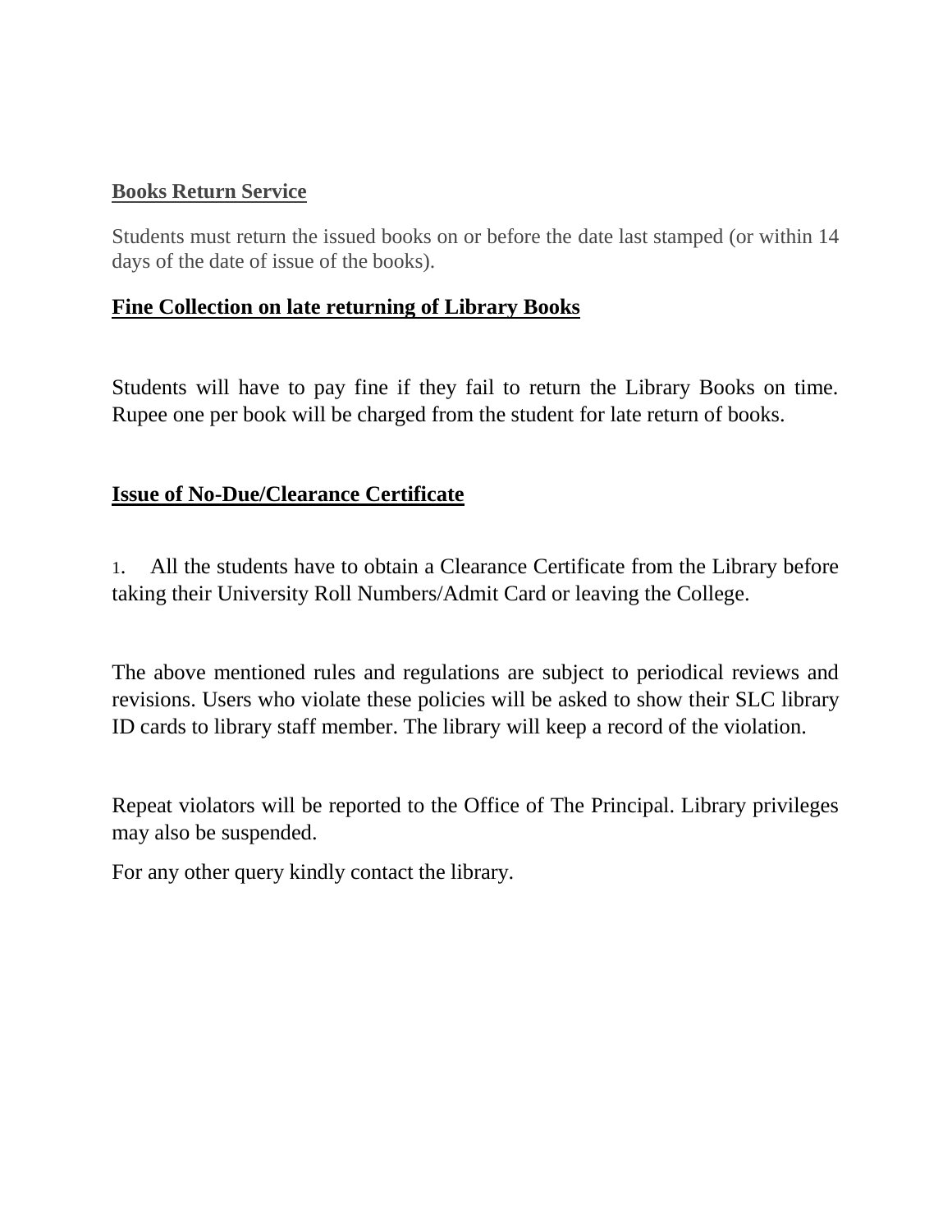**Books Return Service**

Students must return the issued books on or before the date last stamped (or within 14 days of the date of issue of the books).

**Fine Collection on late returning of Library Books**

Students will have to pay fine if they fail to return the Library Books on time. Rupee one per book will be charged from the student for late return of books.

**Issue of No-Due/Clearance Certificate**

1. All the students have to obtain a Clearance Certificate from the Library before taking their University Roll Numbers/Admit Card or leaving the College.

The above mentioned rules and regulations are subject to periodical reviews and revisions. Users who violate these policies will be asked to show their SLC library ID cards to library staff member. The library will keep a record of the violation.

Repeat violators will be reported to the Office of The Principal. Library privileges may also be suspended.

For any other query kindly contact the library.